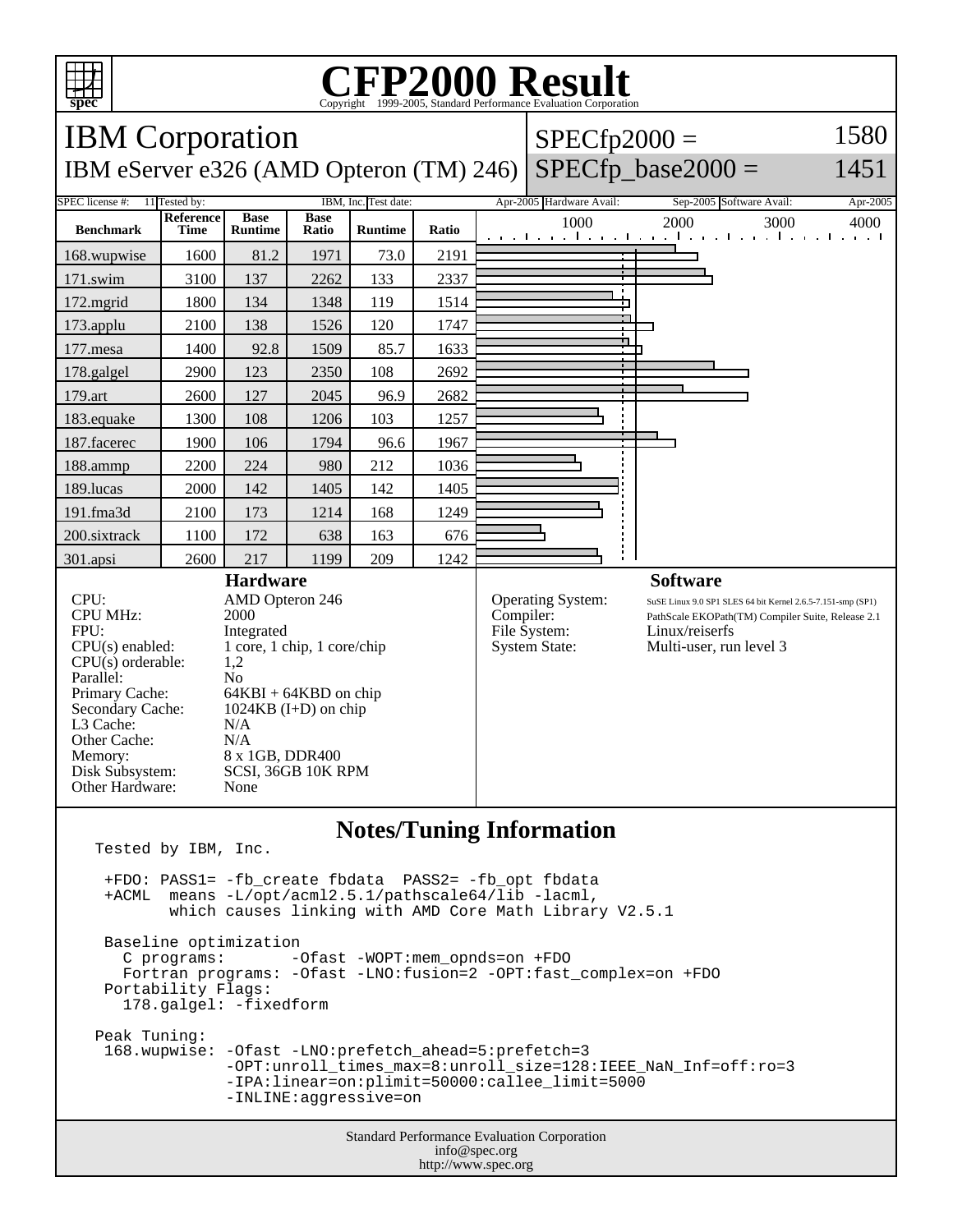# CFP2000 Result

Copyright 1999-2005, Standard Performance Evaluation Corporation

## IBM Corporation

IBM eServer e326 (AMD Opteron (TM) 246)

SPECfp2000 = 1580

SPECfp_base2000 = 1451

| SPEC license #: | 11 | Tested by: | IBM, Inc. | Test date: | Apr-2005 | Hardware Avail: | Sep-2005 | Software Avail: | Apr-2005 |
|---|---|---|---|---|---|---|---|---|---|

| Benchmark | Reference Time | Base Runtime | Base Ratio | Runtime | Ratio |
|---|---|---|---|---|---|
| 168.wupwise | 1600 | 81.2 | 1971 | 73.0 | 2191 |
| 171.swim | 3100 | 137 | 2262 | 133 | 2337 |
| 172.mgrid | 1800 | 134 | 1348 | 119 | 1514 |
| 173.applu | 2100 | 138 | 1526 | 120 | 1747 |
| 177.mesa | 1400 | 92.8 | 1509 | 85.7 | 1633 |
| 178.galgel | 2900 | 123 | 2350 | 108 | 2692 |
| 179.art | 2600 | 127 | 2045 | 96.9 | 2682 |
| 183.equake | 1300 | 108 | 1206 | 103 | 1257 |
| 187.facerec | 1900 | 106 | 1794 | 96.6 | 1967 |
| 188.ammp | 2200 | 224 | 980 | 212 | 1036 |
| 189.lucas | 2000 | 142 | 1405 | 142 | 1405 |
| 191.fma3d | 2100 | 173 | 1214 | 168 | 1249 |
| 200.sixtrack | 1100 | 172 | 638 | 163 | 676 |
| 301.apsi | 2600 | 217 | 1199 | 209 | 1242 |

### Hardware

| | |
|---|---|
| CPU: | AMD Opteron 246 |
| CPU MHz: | 2000 |
| FPU: | Integrated |
| CPU(s) enabled: | 1 core, 1 chip, 1 core/chip |
| CPU(s) orderable: | 1,2 |
| Parallel: | No |
| Primary Cache: | 64KBI + 64KBD on chip |
| Secondary Cache: | 1024KB (I+D) on chip |
| L3 Cache: | N/A |
| Other Cache: | N/A |
| Memory: | 8 x 1GB, DDR400 |
| Disk Subsystem: | SCSI, 36GB 10K RPM |
| Other Hardware: | None |

### Software

| | |
|---|---|
| Operating System: | SuSE Linux 9.0 SP1 SLES 64 bit Kernel 2.6.5-7.151-smp (SP1) |
| Compiler: | PathScale EKOPath(TM) Compiler Suite, Release 2.1 |
| File System: | Linux/reiserfs |
| System State: | Multi-user, run level 3 |

### Notes/Tuning Information

```
Tested by IBM, Inc.

 +FDO: PASS1= -fb_create fbdata  PASS2= -fb_opt fbdata
 +ACML  means -L/opt/acml2.5.1/pathscale64/lib -lacml,
        which causes linking with AMD Core Math Library V2.5.1

 Baseline optimization
   C programs:       -Ofast -WOPT:mem_opnds=on +FDO
   Fortran programs: -Ofast -LNO:fusion=2 -OPT:fast_complex=on +FDO
 Portability Flags:
   178.galgel: -fixedform

Peak Tuning:
 168.wupwise: -Ofast -LNO:prefetch_ahead=5:prefetch=3
              -OPT:unroll_times_max=8:unroll_size=128:IEEE_NaN_Inf=off:ro=3
              -IPA:linear=on:plimit=50000:callee_limit=5000
              -INLINE:aggressive=on
```

Standard Performance Evaluation Corporation
info@spec.org
http://www.spec.org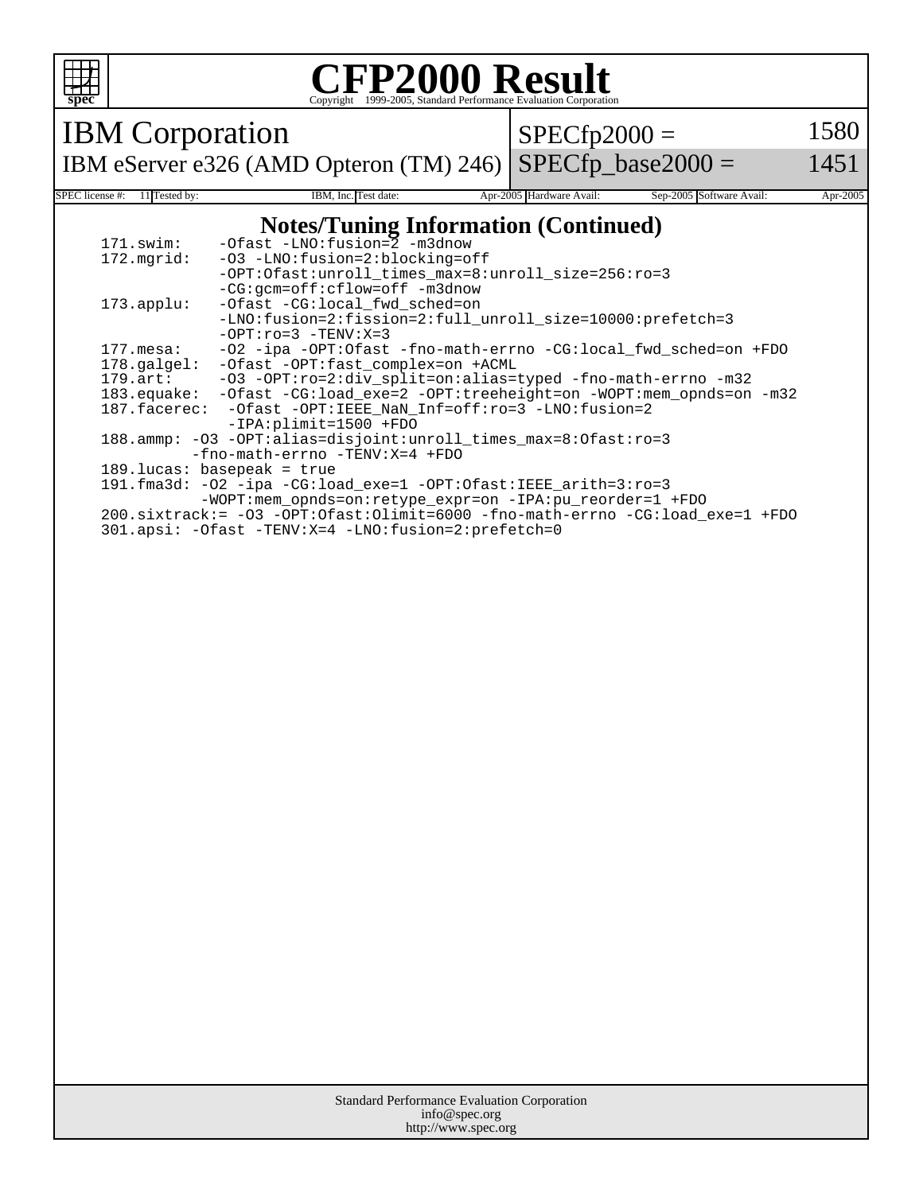# CFP2000 Result

Copyright 1999-2005, Standard Performance Evaluation Corporation

## IBM Corporation

IBM eServer e326 (AMD Opteron (TM) 246)

SPECfp2000 = 1580

SPECfp_base2000 = 1451

| SPEC license #: | 11 | Tested by: | IBM, Inc. | Test date: | Apr-2005 | Hardware Avail: | Sep-2005 | Software Avail: | Apr-2005 |
|---|---|---|---|---|---|---|---|---|---|

### Notes/Tuning Information (Continued)

```
171.swim:    -Ofast -LNO:fusion=2 -m3dnow
172.mgrid:   -O3 -LNO:fusion=2:blocking=off
             -OPT:Ofast:unroll_times_max=8:unroll_size=256:ro=3
             -CG:gcm=off:cflow=off -m3dnow
173.applu:   -Ofast -CG:local_fwd_sched=on
             -LNO:fusion=2:fission=2:full_unroll_size=10000:prefetch=3
             -OPT:ro=3 -TENV:X=3
177.mesa:    -O2 -ipa -OPT:Ofast -fno-math-errno -CG:local_fwd_sched=on +FDO
178.galgel:  -Ofast -OPT:fast_complex=on +ACML
179.art:     -O3 -OPT:ro=2:div_split=on:alias=typed -fno-math-errno -m32
183.equake:  -Ofast -CG:load_exe=2 -OPT:treeheight=on -WOPT:mem_opnds=on -m32
187.facerec:  -Ofast -OPT:IEEE_NaN_Inf=off:ro=3 -LNO:fusion=2
              -IPA:plimit=1500 +FDO
188.ammp: -O3 -OPT:alias=disjoint:unroll_times_max=8:Ofast:ro=3
          -fno-math-errno -TENV:X=4 +FDO
189.lucas: basepeak = true
191.fma3d: -O2 -ipa -CG:load_exe=1 -OPT:Ofast:IEEE_arith=3:ro=3
           -WOPT:mem_opnds=on:retype_expr=on -IPA:pu_reorder=1 +FDO
200.sixtrack:= -O3 -OPT:Ofast:Olimit=6000 -fno-math-errno -CG:load_exe=1 +FDO
301.apsi: -Ofast -TENV:X=4 -LNO:fusion=2:prefetch=0
```

Standard Performance Evaluation Corporation
info@spec.org
http://www.spec.org